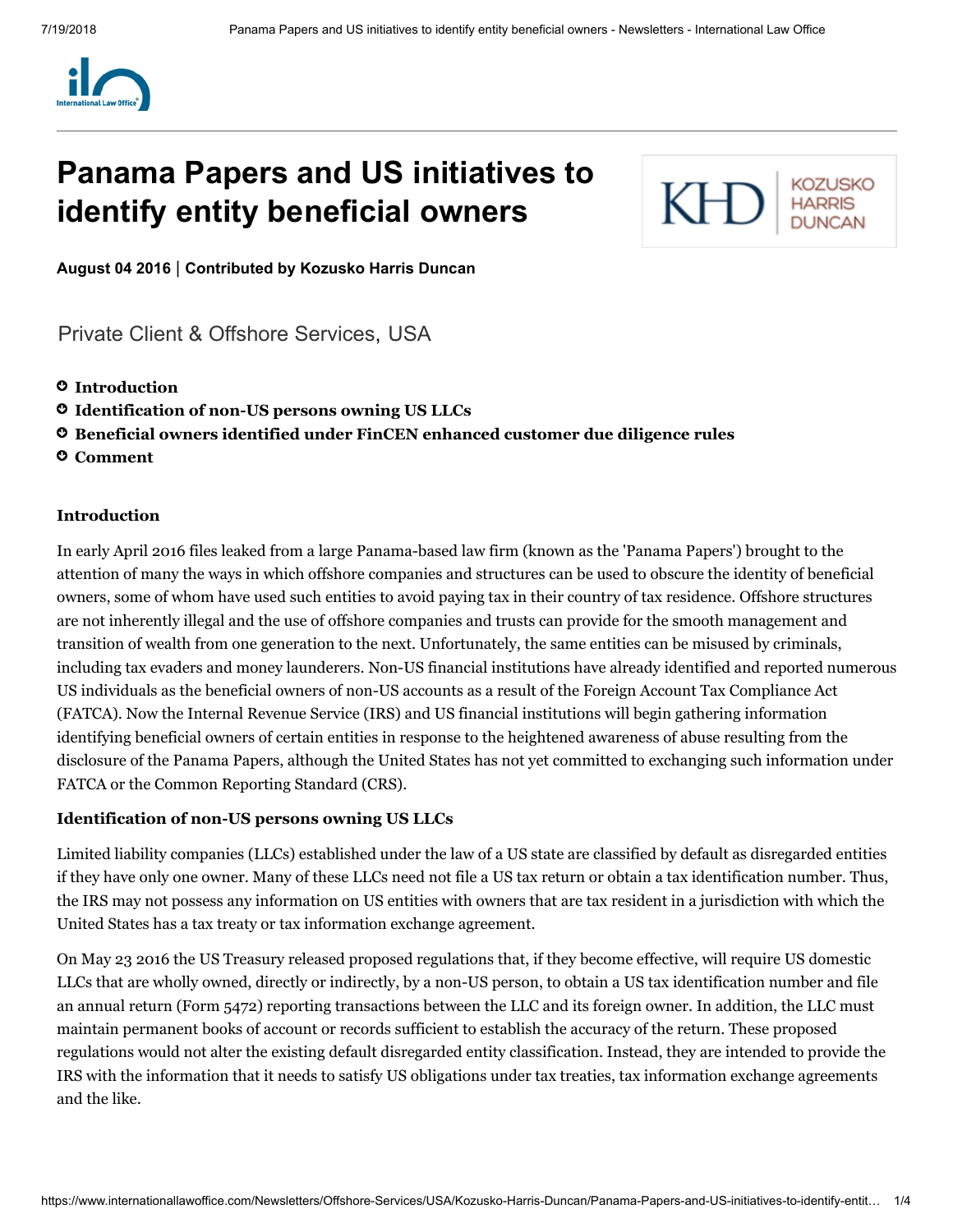# Panama Papers and US initiatives to identify entity beneficial owners

**August 04 2016 | Contributed by Kozusko Harris Duncan**

Private Client & Offshore Services, USA

- **Introduction**
- **Identification of non-US persons owning US LLCs**
- **Beneficial owners identified under FinCEN enhanced customer due diligence rules**
- **Comment**

### Introduction

In early April 2016 files leaked from a large Panama-based law firm (known as the 'Panama Papers') brought to the attention of many the ways in which offshore companies and structures can be used to obscure the identity of beneficial owners, some of whom have used such entities to avoid paying tax in their country of tax residence. Offshore structures are not inherently illegal and the use of offshore companies and trusts can provide for the smooth management and transition of wealth from one generation to the next. Unfortunately, the same entities can be misused by criminals, including tax evaders and money launderers. Non-US financial institutions have already identified and reported numerous US individuals as the beneficial owners of non-US accounts as a result of the Foreign Account Tax Compliance Act (FATCA). Now the Internal Revenue Service (IRS) and US financial institutions will begin gathering information identifying beneficial owners of certain entities in response to the heightened awareness of abuse resulting from the disclosure of the Panama Papers, although the United States has not yet committed to exchanging such information under FATCA or the Common Reporting Standard (CRS).

### Identification of non-US persons owning US LLCs

Limited liability companies (LLCs) established under the law of a US state are classified by default as disregarded entities if they have only one owner. Many of these LLCs need not file a US tax return or obtain a tax identification number. Thus, the IRS may not possess any information on US entities with owners that are tax resident in a jurisdiction with which the United States has a tax treaty or tax information exchange agreement.

On May 23 2016 the US Treasury released proposed regulations that, if they become effective, will require US domestic LLCs that are wholly owned, directly or indirectly, by a non-US person, to obtain a US tax identification number and file an annual return (Form 5472) reporting transactions between the LLC and its foreign owner. In addition, the LLC must maintain permanent books of account or records sufficient to establish the accuracy of the return. These proposed regulations would not alter the existing default disregarded entity classification. Instead, they are intended to provide the IRS with the information that it needs to satisfy US obligations under tax treaties, tax information exchange agreements and the like.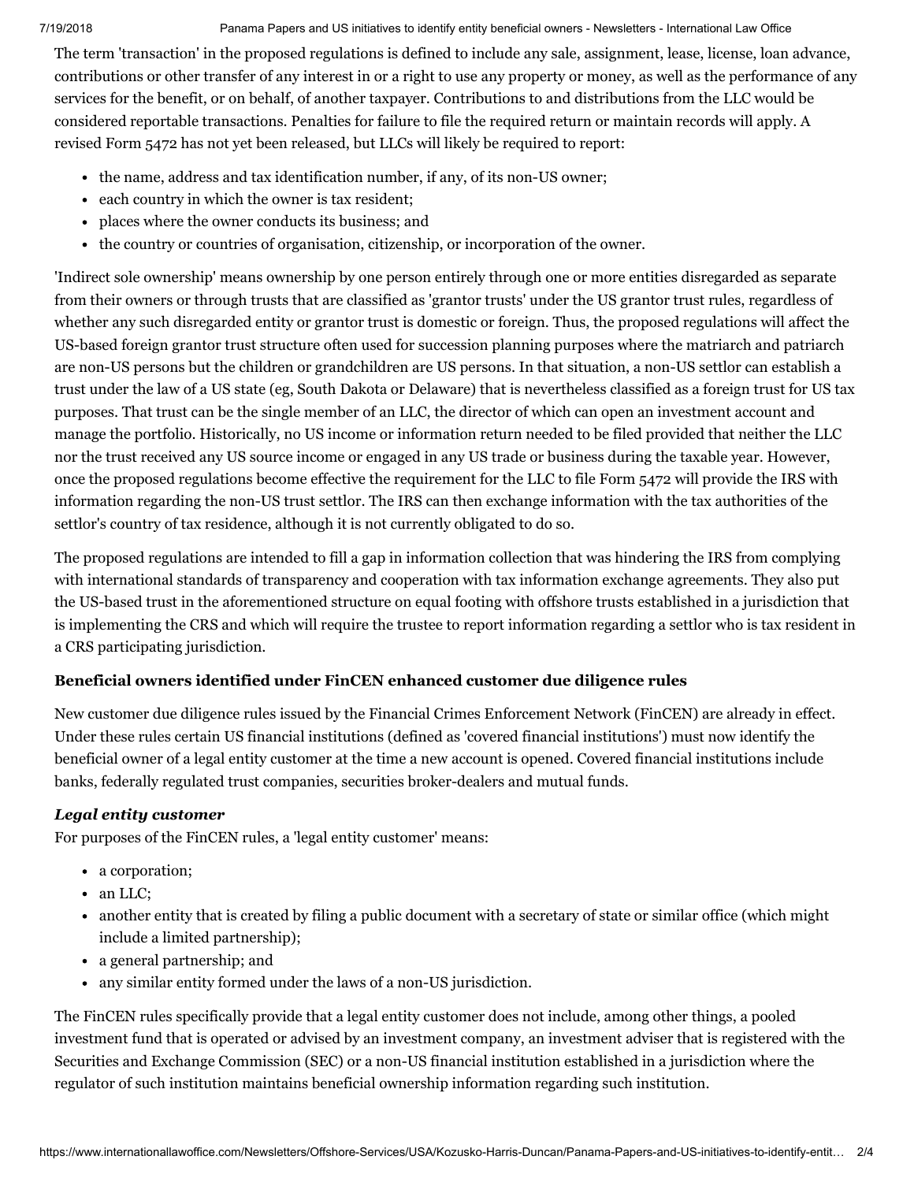The term 'transaction' in the proposed regulations is defined to include any sale, assignment, lease, license, loan advance, contributions or other transfer of any interest in or a right to use any property or money, as well as the performance of any services for the benefit, or on behalf, of another taxpayer. Contributions to and distributions from the LLC would be considered reportable transactions. Penalties for failure to file the required return or maintain records will apply. A revised Form 5472 has not yet been released, but LLCs will likely be required to report:

- the name, address and tax identification number, if any, of its non-US owner;
- each country in which the owner is tax resident;
- places where the owner conducts its business; and
- the country or countries of organisation, citizenship, or incorporation of the owner.

'Indirect sole ownership' means ownership by one person entirely through one or more entities disregarded as separate from their owners or through trusts that are classified as 'grantor trusts' under the US grantor trust rules, regardless of whether any such disregarded entity or grantor trust is domestic or foreign. Thus, the proposed regulations will affect the US-based foreign grantor trust structure often used for succession planning purposes where the matriarch and patriarch are non-US persons but the children or grandchildren are US persons. In that situation, a non-US settlor can establish a trust under the law of a US state (eg, South Dakota or Delaware) that is nevertheless classified as a foreign trust for US tax purposes. That trust can be the single member of an LLC, the director of which can open an investment account and manage the portfolio. Historically, no US income or information return needed to be filed provided that neither the LLC nor the trust received any US source income or engaged in any US trade or business during the taxable year. However, once the proposed regulations become effective the requirement for the LLC to file Form 5472 will provide the IRS with information regarding the non-US trust settlor. The IRS can then exchange information with the tax authorities of the settlor's country of tax residence, although it is not currently obligated to do so.

The proposed regulations are intended to fill a gap in information collection that was hindering the IRS from complying with international standards of transparency and cooperation with tax information exchange agreements. They also put the US-based trust in the aforementioned structure on equal footing with offshore trusts established in a jurisdiction that is implementing the CRS and which will require the trustee to report information regarding a settlor who is tax resident in a CRS participating jurisdiction.

### Beneficial owners identified under FinCEN enhanced customer due diligence rules

New customer due diligence rules issued by the Financial Crimes Enforcement Network (FinCEN) are already in effect. Under these rules certain US financial institutions (defined as 'covered financial institutions') must now identify the beneficial owner of a legal entity customer at the time a new account is opened. Covered financial institutions include banks, federally regulated trust companies, securities broker-dealers and mutual funds.

#### *Legal entity customer*

For purposes of the FinCEN rules, a 'legal entity customer' means:

- a corporation;
- an LLC;
- another entity that is created by filing a public document with a secretary of state or similar office (which might include a limited partnership);
- a general partnership; and
- any similar entity formed under the laws of a non-US jurisdiction.

The FinCEN rules specifically provide that a legal entity customer does not include, among other things, a pooled investment fund that is operated or advised by an investment company, an investment adviser that is registered with the Securities and Exchange Commission (SEC) or a non-US financial institution established in a jurisdiction where the regulator of such institution maintains beneficial ownership information regarding such institution.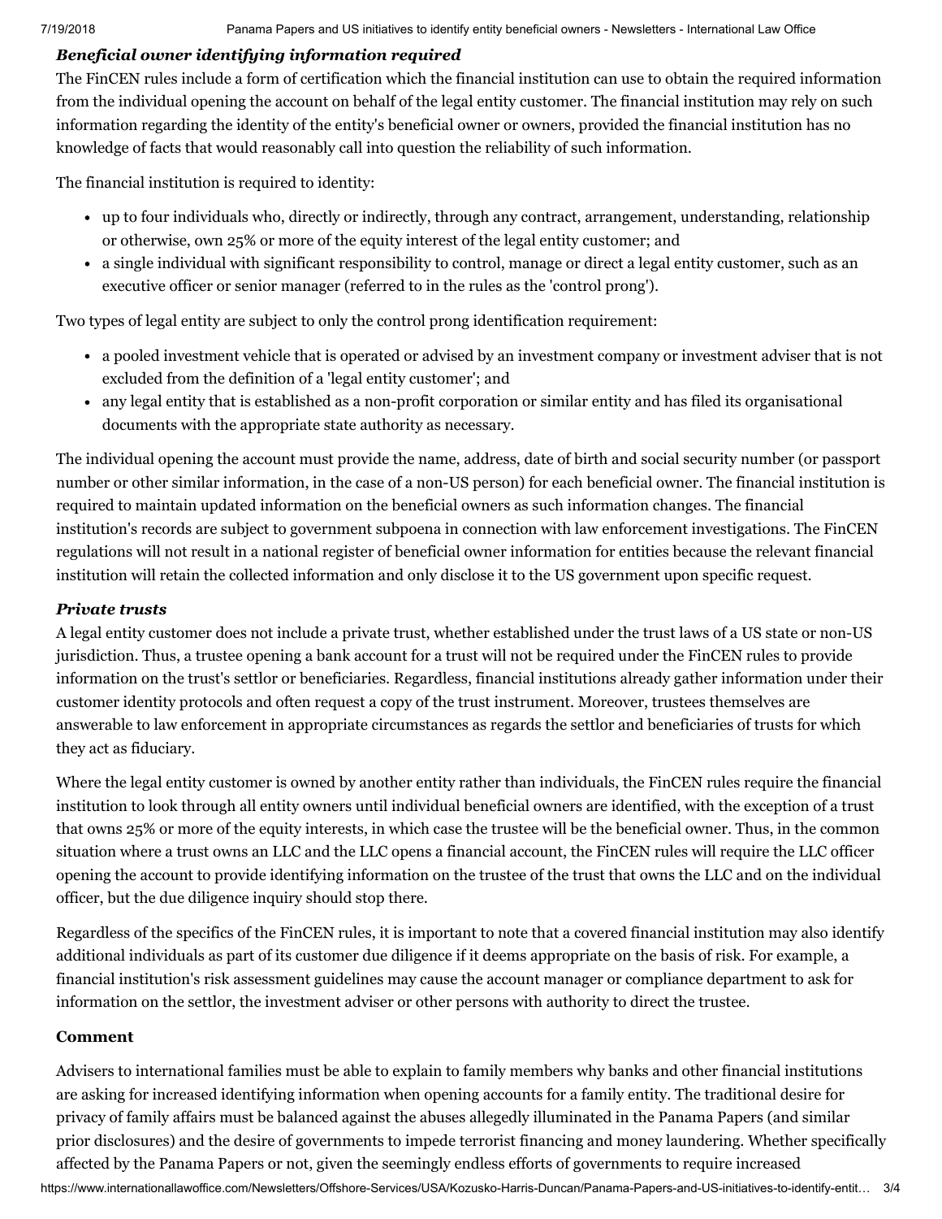### *Beneficial owner identifying information required*

The FinCEN rules include a form of certification which the financial institution can use to obtain the required information from the individual opening the account on behalf of the legal entity customer. The financial institution may rely on such information regarding the identity of the entity's beneficial owner or owners, provided the financial institution has no knowledge of facts that would reasonably call into question the reliability of such information.

The financial institution is required to identity:

- up to four individuals who, directly or indirectly, through any contract, arrangement, understanding, relationship or otherwise, own 25% or more of the equity interest of the legal entity customer; and
- a single individual with significant responsibility to control, manage or direct a legal entity customer, such as an executive officer or senior manager (referred to in the rules as the 'control prong').

Two types of legal entity are subject to only the control prong identification requirement:

- a pooled investment vehicle that is operated or advised by an investment company or investment adviser that is not excluded from the definition of a 'legal entity customer'; and
- any legal entity that is established as a non-profit corporation or similar entity and has filed its organisational documents with the appropriate state authority as necessary.

The individual opening the account must provide the name, address, date of birth and social security number (or passport number or other similar information, in the case of a non-US person) for each beneficial owner. The financial institution is required to maintain updated information on the beneficial owners as such information changes. The financial institution's records are subject to government subpoena in connection with law enforcement investigations. The FinCEN regulations will not result in a national register of beneficial owner information for entities because the relevant financial institution will retain the collected information and only disclose it to the US government upon specific request.

### *Private trusts*

A legal entity customer does not include a private trust, whether established under the trust laws of a US state or non-US jurisdiction. Thus, a trustee opening a bank account for a trust will not be required under the FinCEN rules to provide information on the trust's settlor or beneficiaries. Regardless, financial institutions already gather information under their customer identity protocols and often request a copy of the trust instrument. Moreover, trustees themselves are answerable to law enforcement in appropriate circumstances as regards the settlor and beneficiaries of trusts for which they act as fiduciary.

Where the legal entity customer is owned by another entity rather than individuals, the FinCEN rules require the financial institution to look through all entity owners until individual beneficial owners are identified, with the exception of a trust that owns 25% or more of the equity interests, in which case the trustee will be the beneficial owner. Thus, in the common situation where a trust owns an LLC and the LLC opens a financial account, the FinCEN rules will require the LLC officer opening the account to provide identifying information on the trustee of the trust that owns the LLC and on the individual officer, but the due diligence inquiry should stop there.

Regardless of the specifics of the FinCEN rules, it is important to note that a covered financial institution may also identify additional individuals as part of its customer due diligence if it deems appropriate on the basis of risk. For example, a financial institution's risk assessment guidelines may cause the account manager or compliance department to ask for information on the settlor, the investment adviser or other persons with authority to direct the trustee.

### Comment

Advisers to international families must be able to explain to family members why banks and other financial institutions are asking for increased identifying information when opening accounts for a family entity. The traditional desire for privacy of family affairs must be balanced against the abuses allegedly illuminated in the Panama Papers (and similar prior disclosures) and the desire of governments to impede terrorist financing and money laundering. Whether specifically affected by the Panama Papers or not, given the seemingly endless efforts of governments to require increased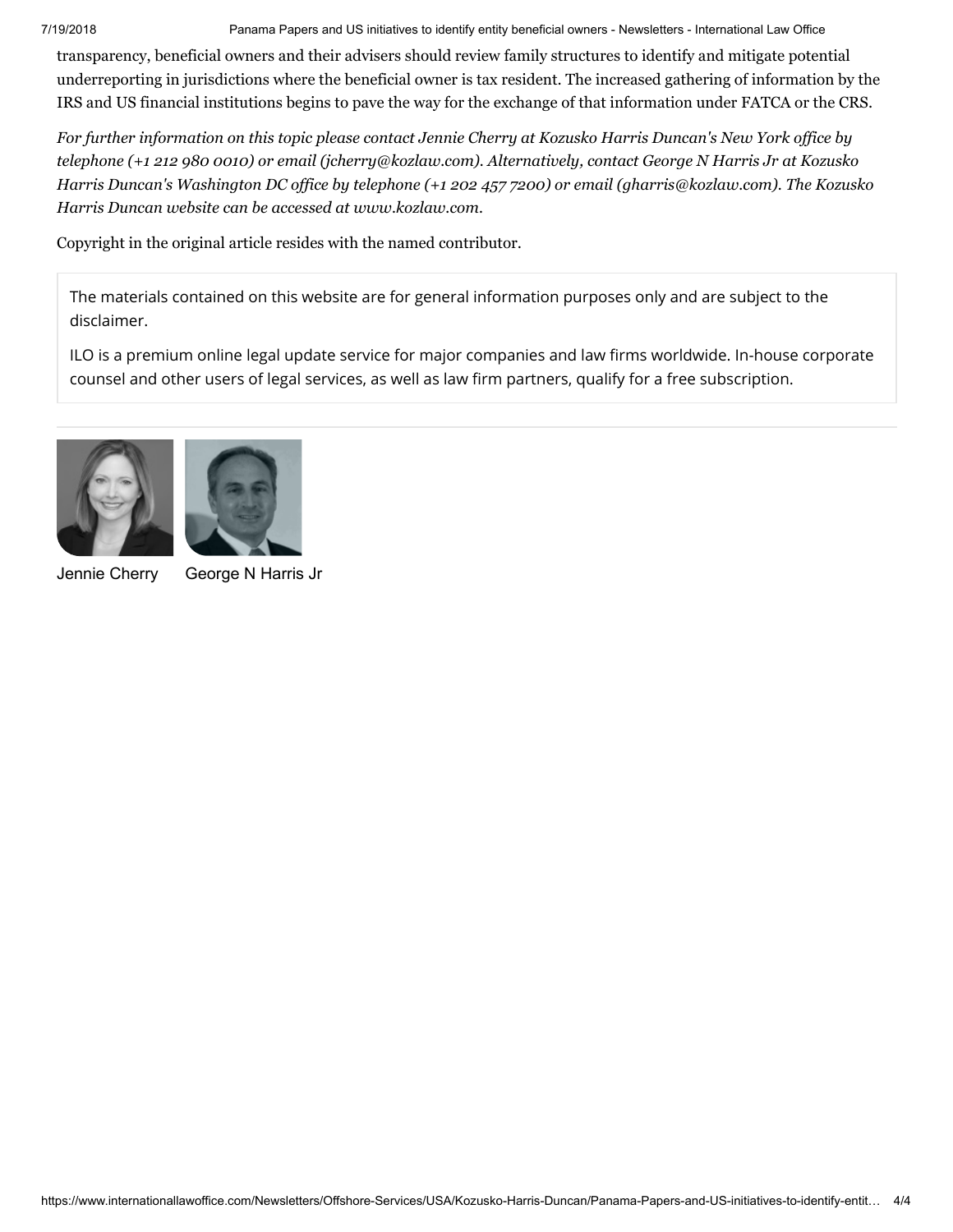transparency, beneficial owners and their advisers should review family structures to identify and mitigate potential underreporting in jurisdictions where the beneficial owner is tax resident. The increased gathering of information by the IRS and US financial institutions begins to pave the way for the exchange of that information under FATCA or the CRS.

*For further information on this topic please contact Jennie Cherry at Kozusko Harris Duncan's New York office by telephone (+1 212 980 0010) or email (jcherry@kozlaw.com). Alternatively, contact George N Harris Jr at Kozusko Harris Duncan's Washington DC office by telephone (+1 202 457 7200) or email (gharris@kozlaw.com). The Kozusko Harris Duncan website can be accessed at www.kozlaw.com.*

Copyright in the original article resides with the named contributor.

The materials contained on this website are for general information purposes only and are subject to the disclaimer.

ILO is a premium online legal update service for major companies and law firms worldwide. In-house corporate counsel and other users of legal services, as well as law firm partners, qualify for a free subscription.

Jennie Cherry

George N Harris Jr